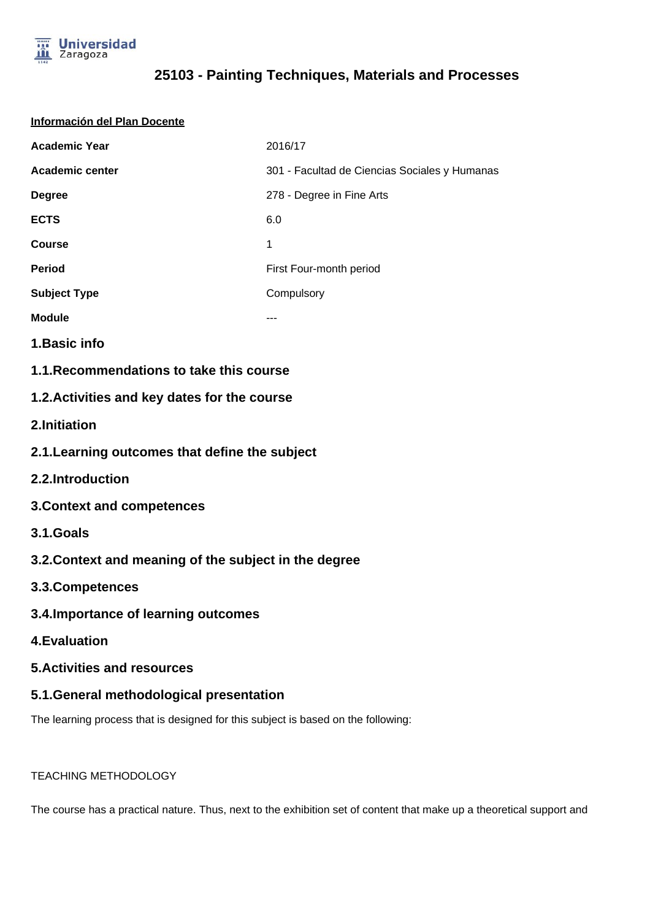# 25103 - Painting Techniques, Materials and Processes

**Información del Plan Docente**

| | |
|---|---|
| **Academic Year** | 2016/17 |
| **Academic center** | 301 - Facultad de Ciencias Sociales y Humanas |
| **Degree** | 278 - Degree in Fine Arts |
| **ECTS** | 6.0 |
| **Course** | 1 |
| **Period** | First Four-month period |
| **Subject Type** | Compulsory |
| **Module** | --- |

## 1.Basic info

### 1.1.Recommendations to take this course

### 1.2.Activities and key dates for the course

## 2.Initiation

### 2.1.Learning outcomes that define the subject

### 2.2.Introduction

## 3.Context and competences

### 3.1.Goals

### 3.2.Context and meaning of the subject in the degree

### 3.3.Competences

### 3.4.Importance of learning outcomes

## 4.Evaluation

## 5.Activities and resources

### 5.1.General methodological presentation

The learning process that is designed for this subject is based on the following:

TEACHING METHODOLOGY

The course has a practical nature. Thus, next to the exhibition set of content that make up a theoretical support and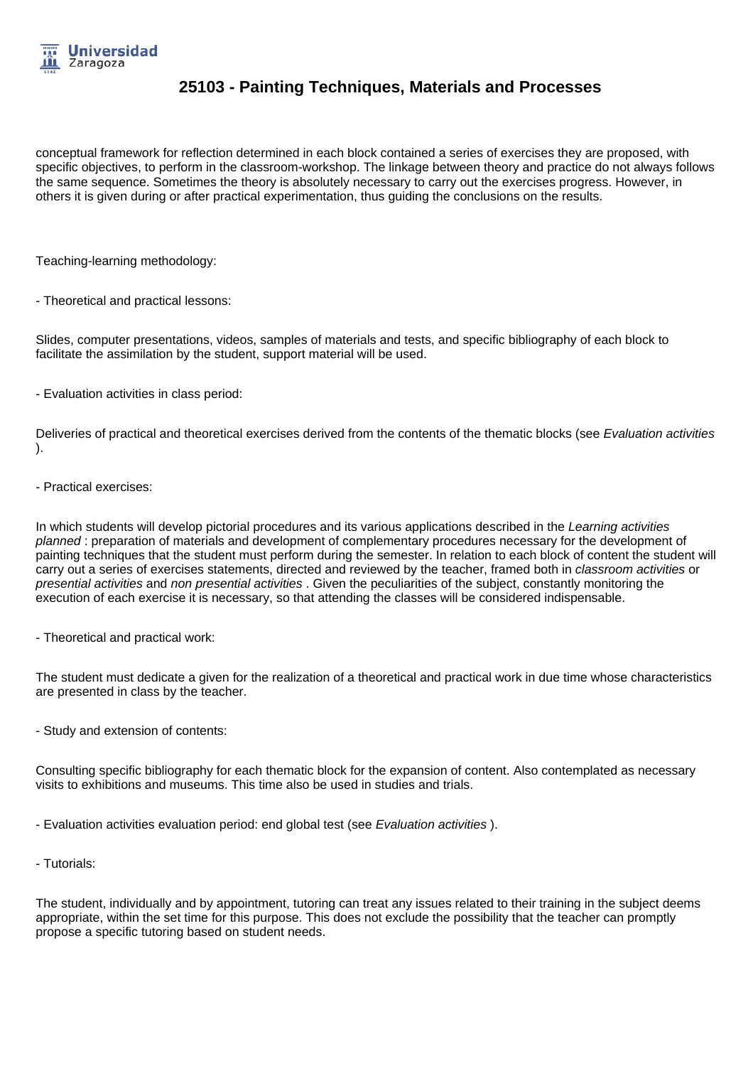conceptual framework for reflection determined in each block contained a series of exercises they are proposed, with specific objectives, to perform in the classroom-workshop. The linkage between theory and practice do not always follows the same sequence. Sometimes the theory is absolutely necessary to carry out the exercises progress. However, in others it is given during or after practical experimentation, thus guiding the conclusions on the results.

Teaching-learning methodology:

- Theoretical and practical lessons:

Slides, computer presentations, videos, samples of materials and tests, and specific bibliography of each block to facilitate the assimilation by the student, support material will be used.

- Evaluation activities in class period:

Deliveries of practical and theoretical exercises derived from the contents of the thematic blocks (see *Evaluation activities* ).

- Practical exercises:

In which students will develop pictorial procedures and its various applications described in the *Learning activities planned* : preparation of materials and development of complementary procedures necessary for the development of painting techniques that the student must perform during the semester. In relation to each block of content the student will carry out a series of exercises statements, directed and reviewed by the teacher, framed both in *classroom activities* or *presential activities* and *non presential activities* . Given the peculiarities of the subject, constantly monitoring the execution of each exercise it is necessary, so that attending the classes will be considered indispensable.

- Theoretical and practical work:

The student must dedicate a given for the realization of a theoretical and practical work in due time whose characteristics are presented in class by the teacher.

- Study and extension of contents:

Consulting specific bibliography for each thematic block for the expansion of content. Also contemplated as necessary visits to exhibitions and museums. This time also be used in studies and trials.

- Evaluation activities evaluation period: end global test (see *Evaluation activities* ).

- Tutorials:

The student, individually and by appointment, tutoring can treat any issues related to their training in the subject deems appropriate, within the set time for this purpose. This does not exclude the possibility that the teacher can promptly propose a specific tutoring based on student needs.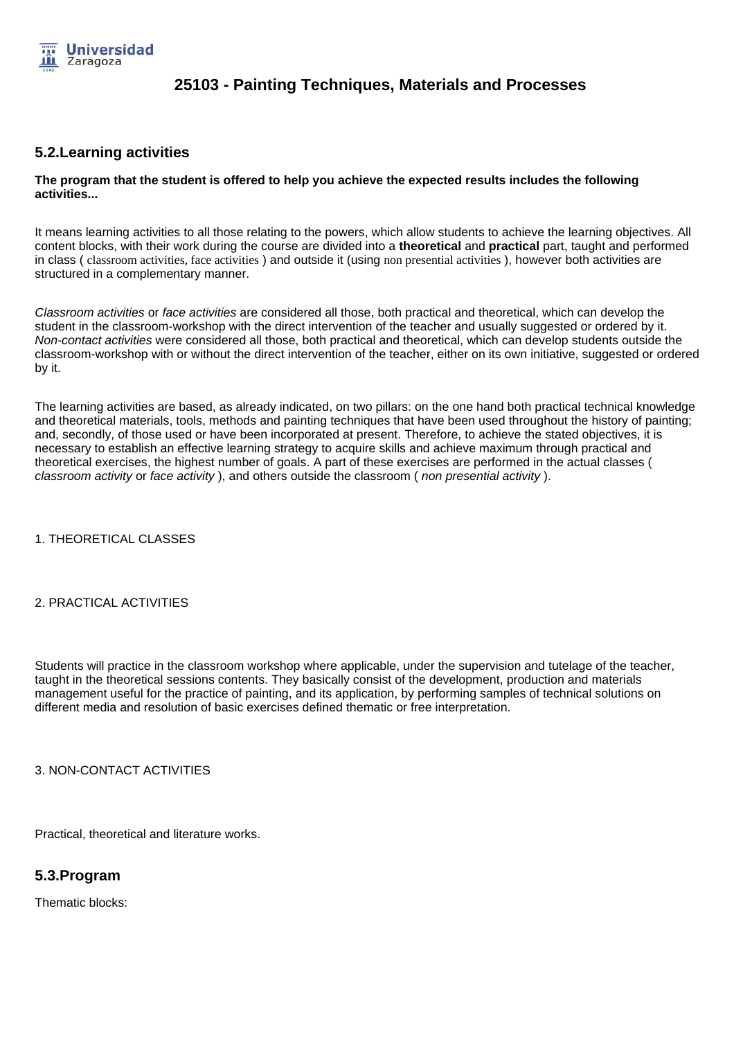## 5.2.Learning activities

**The program that the student is offered to help you achieve the expected results includes the following activities...**

It means learning activities to all those relating to the powers, which allow students to achieve the learning objectives. All content blocks, with their work during the course are divided into a **theoretical** and **practical** part, taught and performed in class ( classroom activities, face activities ) and outside it (using non presential activities ), however both activities are structured in a complementary manner.

*Classroom activities* or *face activities* are considered all those, both practical and theoretical, which can develop the student in the classroom-workshop with the direct intervention of the teacher and usually suggested or ordered by it. *Non-contact activities* were considered all those, both practical and theoretical, which can develop students outside the classroom-workshop with or without the direct intervention of the teacher, either on its own initiative, suggested or ordered by it.

The learning activities are based, as already indicated, on two pillars: on the one hand both practical technical knowledge and theoretical materials, tools, methods and painting techniques that have been used throughout the history of painting; and, secondly, of those used or have been incorporated at present. Therefore, to achieve the stated objectives, it is necessary to establish an effective learning strategy to acquire skills and achieve maximum through practical and theoretical exercises, the highest number of goals. A part of these exercises are performed in the actual classes ( *classroom activity* or *face activity* ), and others outside the classroom ( *non presential activity* ).

1. THEORETICAL CLASSES

2. PRACTICAL ACTIVITIES

Students will practice in the classroom workshop where applicable, under the supervision and tutelage of the teacher, taught in the theoretical sessions contents. They basically consist of the development, production and materials management useful for the practice of painting, and its application, by performing samples of technical solutions on different media and resolution of basic exercises defined thematic or free interpretation.

3. NON-CONTACT ACTIVITIES

Practical, theoretical and literature works.

## 5.3.Program

Thematic blocks: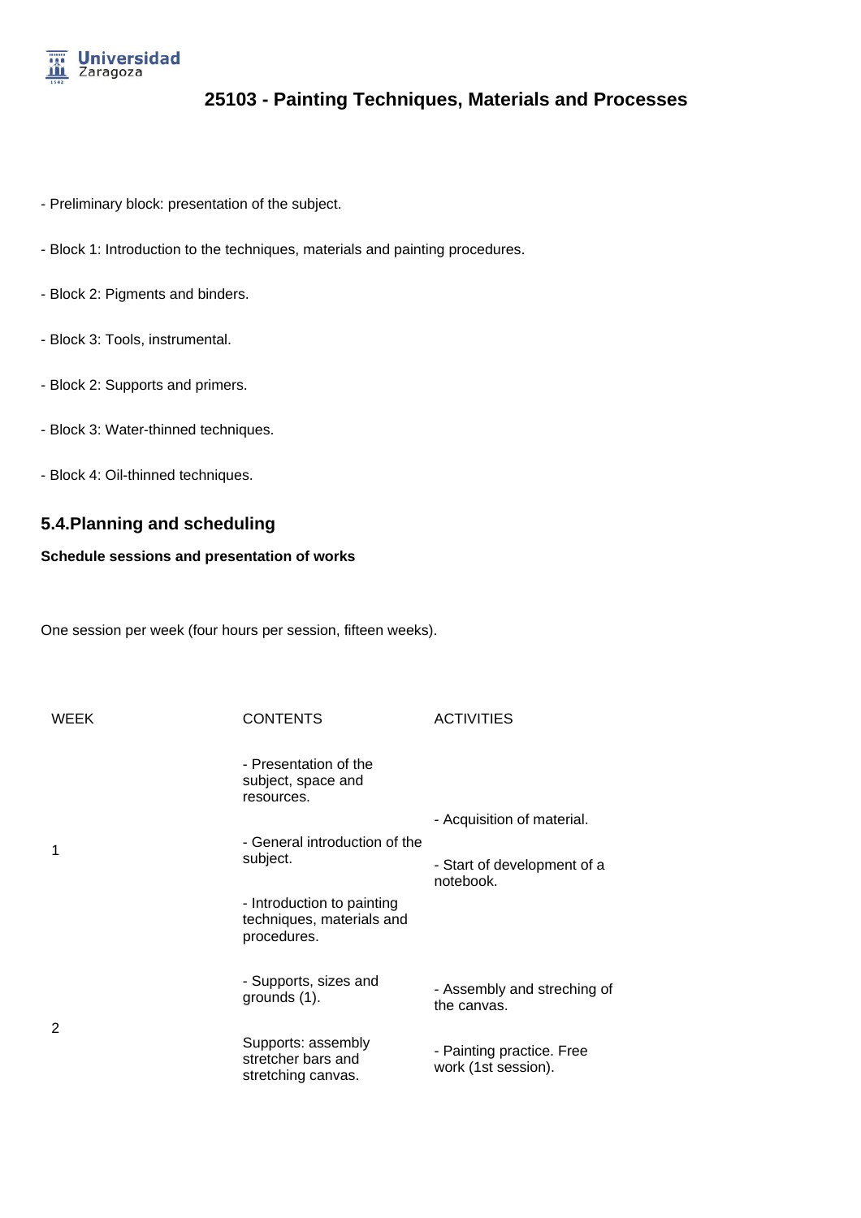- Preliminary block: presentation of the subject.

- Block 1: Introduction to the techniques, materials and painting procedures.

- Block 2: Pigments and binders.

- Block 3: Tools, instrumental.

- Block 2: Supports and primers.

- Block 3: Water-thinned techniques.

- Block 4: Oil-thinned techniques.

## 5.4.Planning and scheduling

**Schedule sessions and presentation of works**

One session per week (four hours per session, fifteen weeks).

| WEEK | CONTENTS | ACTIVITIES |
|---|---|---|
| 1 | - Presentation of the subject, space and resources.<br><br>- General introduction of the subject.<br><br>- Introduction to painting techniques, materials and procedures. | - Acquisition of material.<br><br>- Start of development of a notebook. |
| 2 | - Supports, sizes and grounds (1).<br><br>Supports: assembly stretcher bars and stretching canvas. | - Assembly and streching of the canvas.<br><br>- Painting practice. Free work (1st session). |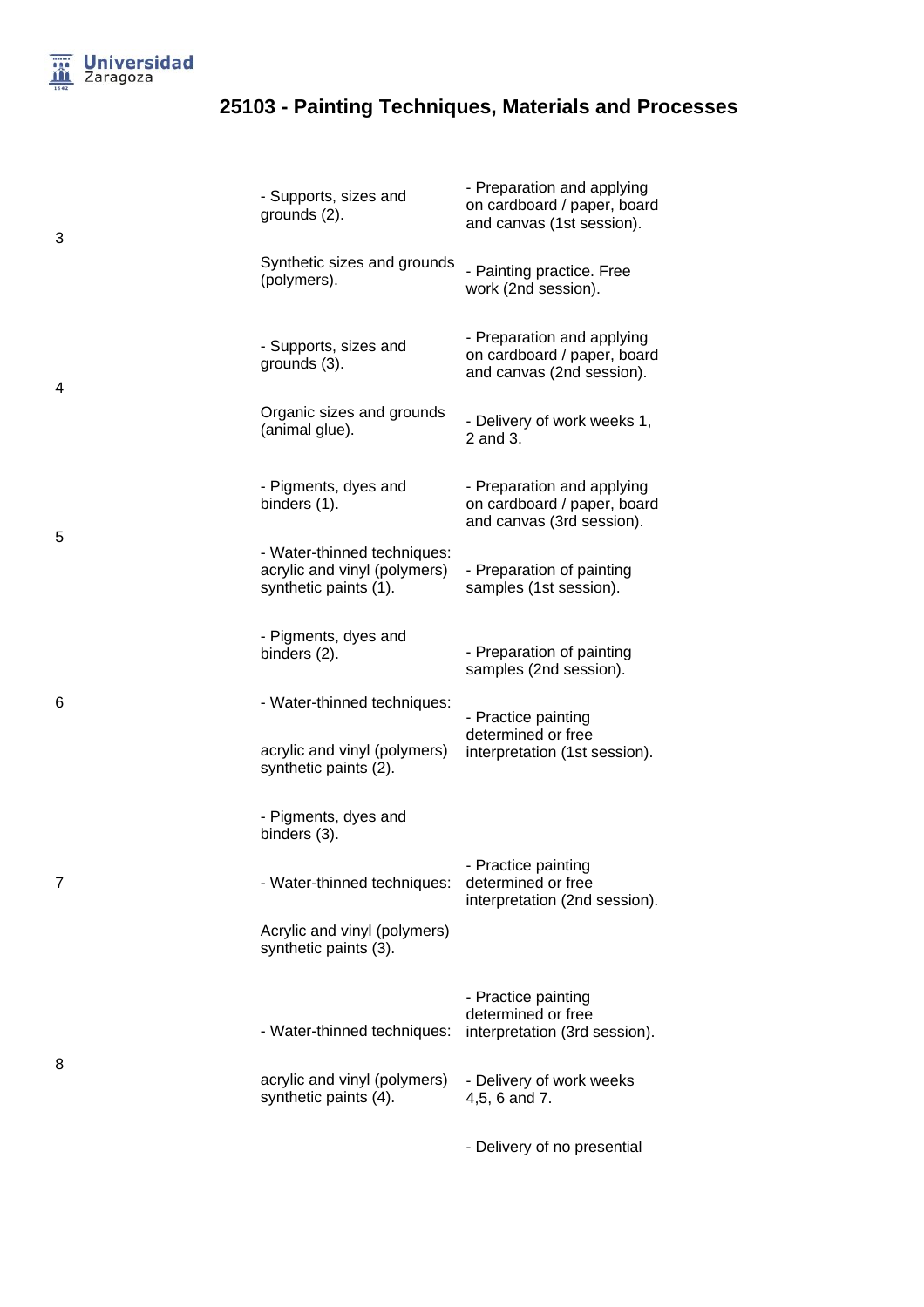# 25103 - Painting Techniques, Materials and Processes

| | | |
|---|---|---|
| 3 | - Supports, sizes and grounds (2).<br><br>Synthetic sizes and grounds (polymers). | - Preparation and applying on cardboard / paper, board and canvas (1st session).<br><br>- Painting practice. Free work (2nd session). |
| 4 | - Supports, sizes and grounds (3).<br><br>Organic sizes and grounds (animal glue). | - Preparation and applying on cardboard / paper, board and canvas (2nd session).<br><br>- Delivery of work weeks 1, 2 and 3. |
| 5 | - Pigments, dyes and binders (1).<br><br>- Water-thinned techniques: acrylic and vinyl (polymers) synthetic paints (1). | - Preparation and applying on cardboard / paper, board and canvas (3rd session).<br><br>- Preparation of painting samples (1st session). |
| 6 | - Pigments, dyes and binders (2).<br><br>- Water-thinned techniques:<br><br>acrylic and vinyl (polymers) synthetic paints (2). | - Preparation of painting samples (2nd session).<br><br>- Practice painting determined or free interpretation (1st session). |
| 7 | - Pigments, dyes and binders (3).<br><br>- Water-thinned techniques:<br><br>Acrylic and vinyl (polymers) synthetic paints (3). | - Practice painting determined or free interpretation (2nd session). |
| 8 | - Water-thinned techniques:<br><br>acrylic and vinyl (polymers) synthetic paints (4). | - Practice painting determined or free interpretation (3rd session).<br><br>- Delivery of work weeks 4,5, 6 and 7.<br><br>- Delivery of no presential |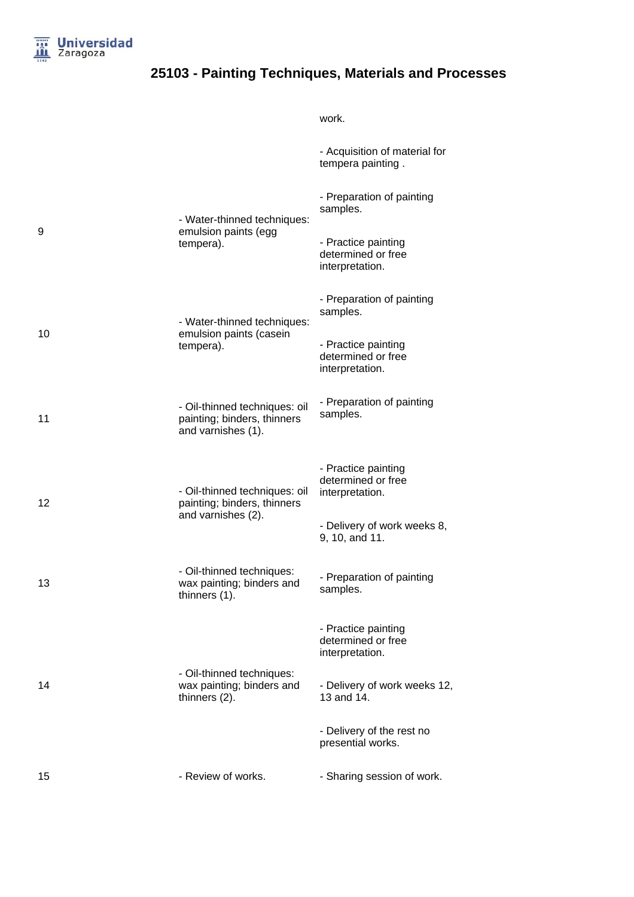| | | work.<br><br>- Acquisition of material for tempera painting . |
|---|---|---|
| 9 | - Water-thinned techniques: emulsion paints (egg tempera). | - Preparation of painting samples.<br><br>- Practice painting determined or free interpretation. |
| 10 | - Water-thinned techniques: emulsion paints (casein tempera). | - Preparation of painting samples.<br><br>- Practice painting determined or free interpretation. |
| 11 | - Oil-thinned techniques: oil painting; binders, thinners and varnishes (1). | - Preparation of painting samples. |
| 12 | - Oil-thinned techniques: oil painting; binders, thinners and varnishes (2). | - Practice painting determined or free interpretation.<br><br>- Delivery of work weeks 8, 9, 10, and 11. |
| 13 | - Oil-thinned techniques: wax painting; binders and thinners (1). | - Preparation of painting samples. |
| 14 | - Oil-thinned techniques: wax painting; binders and thinners (2). | - Practice painting determined or free interpretation.<br><br>- Delivery of work weeks 12, 13 and 14.<br><br>- Delivery of the rest no presential works. |
| 15 | - Review of works. | - Sharing session of work. |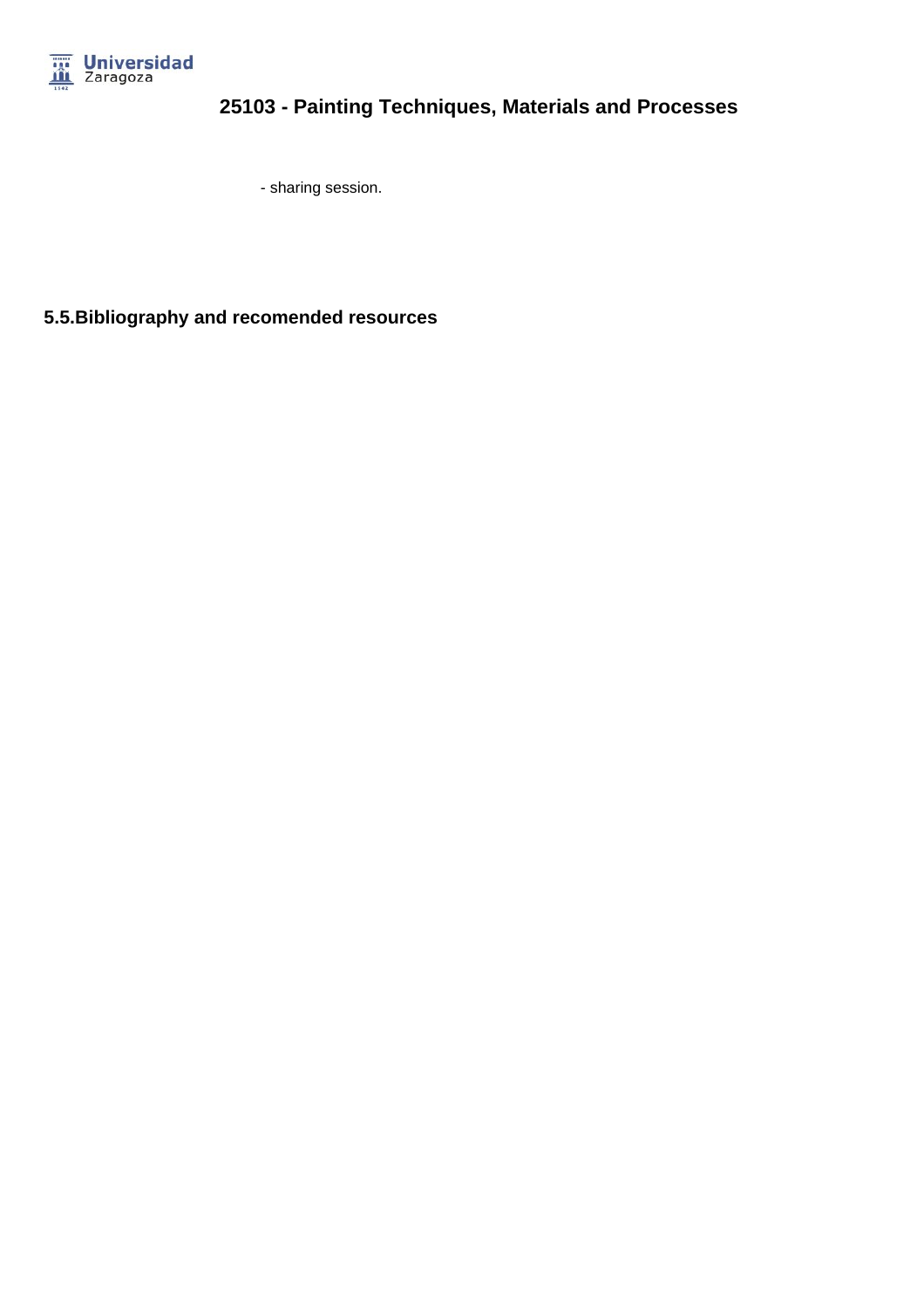- sharing session.

## 5.5.Bibliography and recomended resources